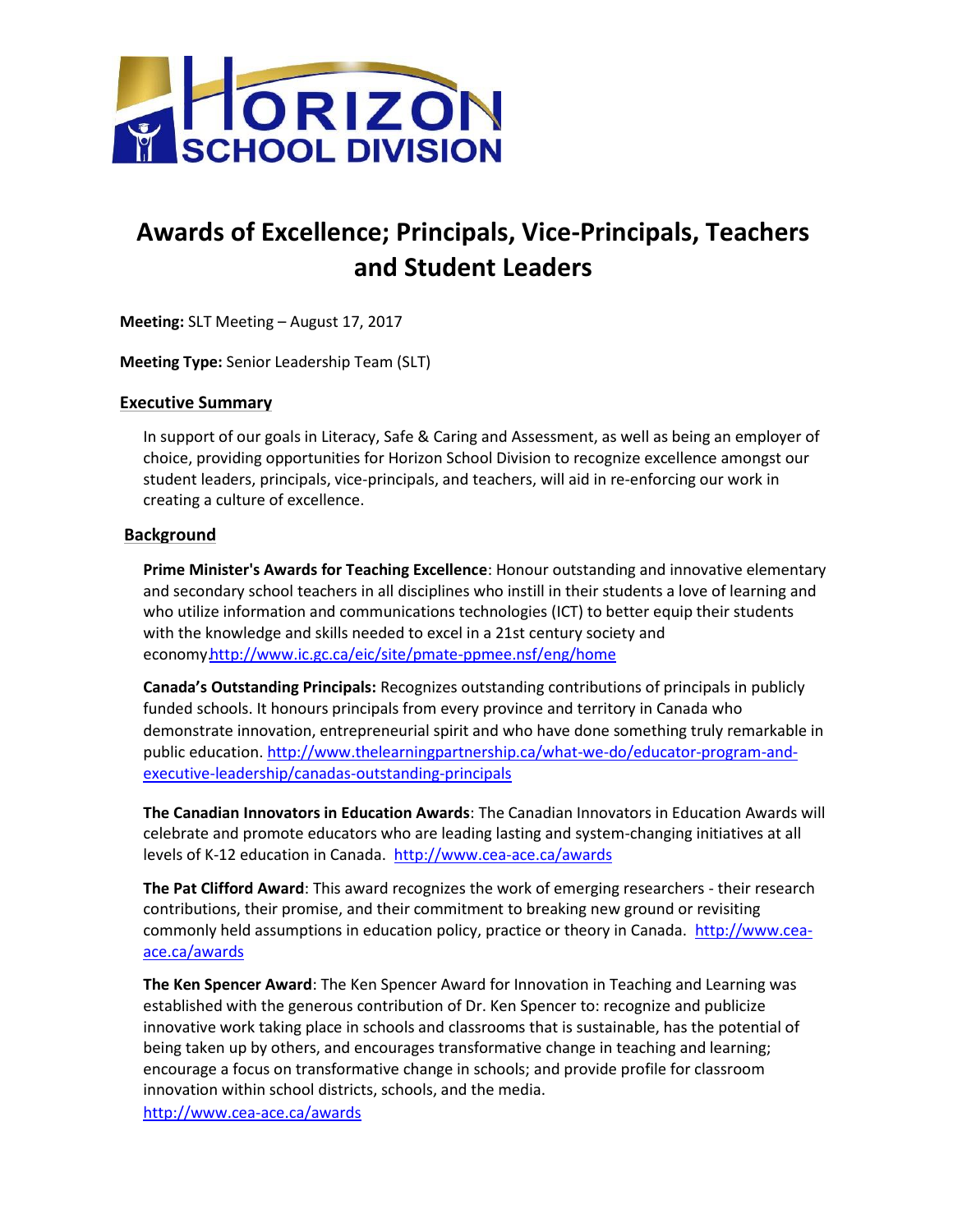# Awards of Excellence; Principals, Vice-Principals, Teachers and Student Leaders

**Meeting:** SLT Meeting – August 17, 2017

**Meeting Type:** Senior Leadership Team (SLT)

## Executive Summary

In support of our goals in Literacy, Safe & Caring and Assessment, as well as being an employer of choice, providing opportunities for Horizon School Division to recognize excellence amongst our student leaders, principals, vice-principals, and teachers, will aid in re-enforcing our work in creating a culture of excellence.

## Background

**Prime Minister's Awards for Teaching Excellence**: Honour outstanding and innovative elementary and secondary school teachers in all disciplines who instill in their students a love of learning and who utilize information and communications technologies (ICT) to better equip their students with the knowledge and skills needed to excel in a 21st century society and economy.http://www.ic.gc.ca/eic/site/pmate-ppmee.nsf/eng/home

**Canada's Outstanding Principals:** Recognizes outstanding contributions of principals in publicly funded schools. It honours principals from every province and territory in Canada who demonstrate innovation, entrepreneurial spirit and who have done something truly remarkable in public education. http://www.thelearningpartnership.ca/what-we-do/educator-program-and-executive-leadership/canadas-outstanding-principals

**The Canadian Innovators in Education Awards**: The Canadian Innovators in Education Awards will celebrate and promote educators who are leading lasting and system-changing initiatives at all levels of K-12 education in Canada. http://www.cea-ace.ca/awards

**The Pat Clifford Award**: This award recognizes the work of emerging researchers - their research contributions, their promise, and their commitment to breaking new ground or revisiting commonly held assumptions in education policy, practice or theory in Canada. http://www.cea-ace.ca/awards

**The Ken Spencer Award**: The Ken Spencer Award for Innovation in Teaching and Learning was established with the generous contribution of Dr. Ken Spencer to: recognize and publicize innovative work taking place in schools and classrooms that is sustainable, has the potential of being taken up by others, and encourages transformative change in teaching and learning; encourage a focus on transformative change in schools; and provide profile for classroom innovation within school districts, schools, and the media. http://www.cea-ace.ca/awards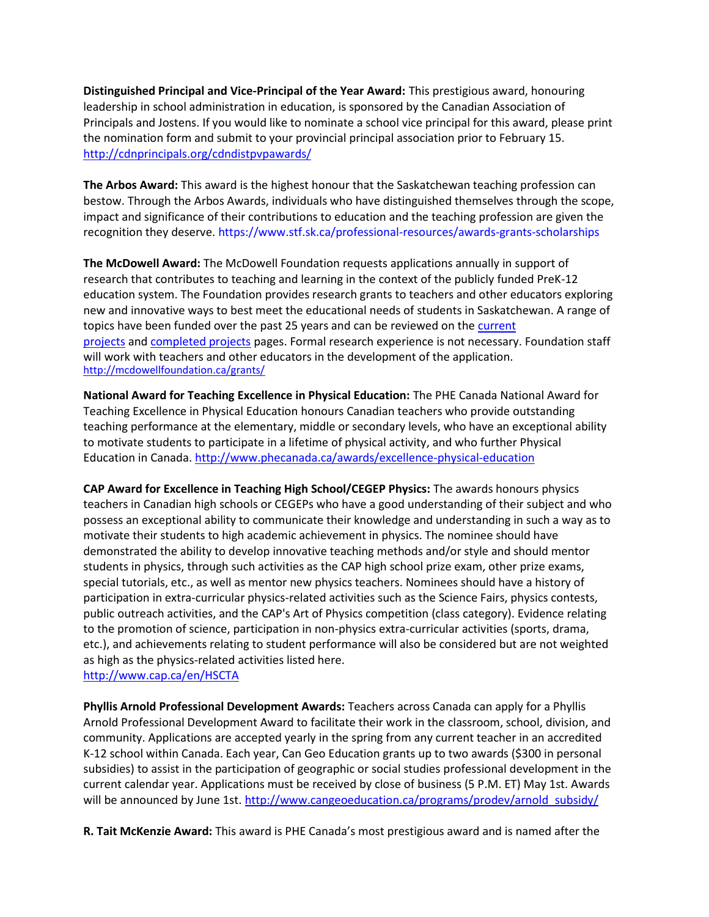**Distinguished Principal and Vice-Principal of the Year Award:** This prestigious award, honouring leadership in school administration in education, is sponsored by the Canadian Association of Principals and Jostens. If you would like to nominate a school vice principal for this award, please print the nomination form and submit to your provincial principal association prior to February 15. http://cdnprincipals.org/cdndistpvpawards/

**The Arbos Award:** This award is the highest honour that the Saskatchewan teaching profession can bestow. Through the Arbos Awards, individuals who have distinguished themselves through the scope, impact and significance of their contributions to education and the teaching profession are given the recognition they deserve. https://www.stf.sk.ca/professional-resources/awards-grants-scholarships

**The McDowell Award:** The McDowell Foundation requests applications annually in support of research that contributes to teaching and learning in the context of the publicly funded PreK-12 education system. The Foundation provides research grants to teachers and other educators exploring new and innovative ways to best meet the educational needs of students in Saskatchewan. A range of topics have been funded over the past 25 years and can be reviewed on the current projects and completed projects pages. Formal research experience is not necessary. Foundation staff will work with teachers and other educators in the development of the application. http://mcdowellfoundation.ca/grants/

**National Award for Teaching Excellence in Physical Education:** The PHE Canada National Award for Teaching Excellence in Physical Education honours Canadian teachers who provide outstanding teaching performance at the elementary, middle or secondary levels, who have an exceptional ability to motivate students to participate in a lifetime of physical activity, and who further Physical Education in Canada. http://www.phecanada.ca/awards/excellence-physical-education

**CAP Award for Excellence in Teaching High School/CEGEP Physics:** The awards honours physics teachers in Canadian high schools or CEGEPs who have a good understanding of their subject and who possess an exceptional ability to communicate their knowledge and understanding in such a way as to motivate their students to high academic achievement in physics. The nominee should have demonstrated the ability to develop innovative teaching methods and/or style and should mentor students in physics, through such activities as the CAP high school prize exam, other prize exams, special tutorials, etc., as well as mentor new physics teachers. Nominees should have a history of participation in extra-curricular physics-related activities such as the Science Fairs, physics contests, public outreach activities, and the CAP's Art of Physics competition (class category). Evidence relating to the promotion of science, participation in non-physics extra-curricular activities (sports, drama, etc.), and achievements relating to student performance will also be considered but are not weighted as high as the physics-related activities listed here.
http://www.cap.ca/en/HSCTA

**Phyllis Arnold Professional Development Awards:** Teachers across Canada can apply for a Phyllis Arnold Professional Development Award to facilitate their work in the classroom, school, division, and community. Applications are accepted yearly in the spring from any current teacher in an accredited K-12 school within Canada. Each year, Can Geo Education grants up to two awards ($300 in personal subsidies) to assist in the participation of geographic or social studies professional development in the current calendar year. Applications must be received by close of business (5 P.M. ET) May 1st. Awards will be announced by June 1st. http://www.cangeoeducation.ca/programs/prodev/arnold_subsidy/

**R. Tait McKenzie Award:** This award is PHE Canada's most prestigious award and is named after the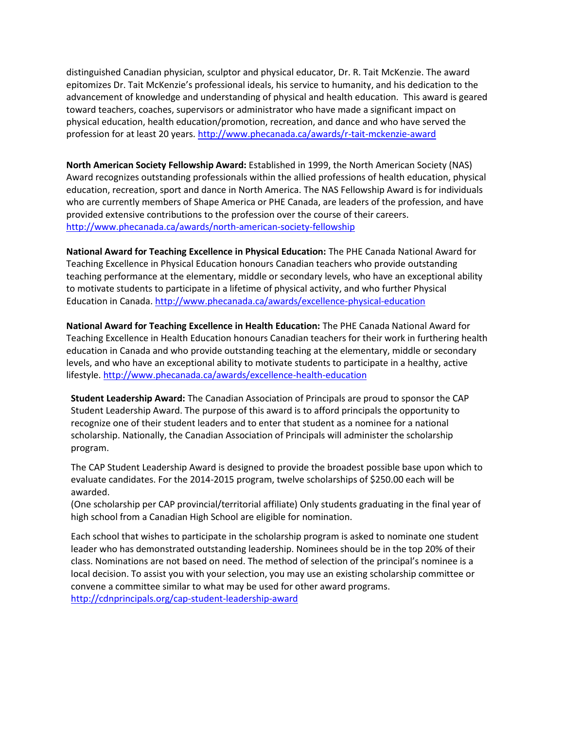distinguished Canadian physician, sculptor and physical educator, Dr. R. Tait McKenzie. The award epitomizes Dr. Tait McKenzie's professional ideals, his service to humanity, and his dedication to the advancement of knowledge and understanding of physical and health education. This award is geared toward teachers, coaches, supervisors or administrator who have made a significant impact on physical education, health education/promotion, recreation, and dance and who have served the profession for at least 20 years. http://www.phecanada.ca/awards/r-tait-mckenzie-award

**North American Society Fellowship Award:** Established in 1999, the North American Society (NAS) Award recognizes outstanding professionals within the allied professions of health education, physical education, recreation, sport and dance in North America. The NAS Fellowship Award is for individuals who are currently members of Shape America or PHE Canada, are leaders of the profession, and have provided extensive contributions to the profession over the course of their careers. http://www.phecanada.ca/awards/north-american-society-fellowship

**National Award for Teaching Excellence in Physical Education:** The PHE Canada National Award for Teaching Excellence in Physical Education honours Canadian teachers who provide outstanding teaching performance at the elementary, middle or secondary levels, who have an exceptional ability to motivate students to participate in a lifetime of physical activity, and who further Physical Education in Canada. http://www.phecanada.ca/awards/excellence-physical-education

**National Award for Teaching Excellence in Health Education:** The PHE Canada National Award for Teaching Excellence in Health Education honours Canadian teachers for their work in furthering health education in Canada and who provide outstanding teaching at the elementary, middle or secondary levels, and who have an exceptional ability to motivate students to participate in a healthy, active lifestyle. http://www.phecanada.ca/awards/excellence-health-education

**Student Leadership Award:** The Canadian Association of Principals are proud to sponsor the CAP Student Leadership Award. The purpose of this award is to afford principals the opportunity to recognize one of their student leaders and to enter that student as a nominee for a national scholarship. Nationally, the Canadian Association of Principals will administer the scholarship program.

The CAP Student Leadership Award is designed to provide the broadest possible base upon which to evaluate candidates. For the 2014-2015 program, twelve scholarships of $250.00 each will be awarded.
(One scholarship per CAP provincial/territorial affiliate) Only students graduating in the final year of high school from a Canadian High School are eligible for nomination.

Each school that wishes to participate in the scholarship program is asked to nominate one student leader who has demonstrated outstanding leadership. Nominees should be in the top 20% of their class. Nominations are not based on need. The method of selection of the principal's nominee is a local decision. To assist you with your selection, you may use an existing scholarship committee or convene a committee similar to what may be used for other award programs.
http://cdnprincipals.org/cap-student-leadership-award